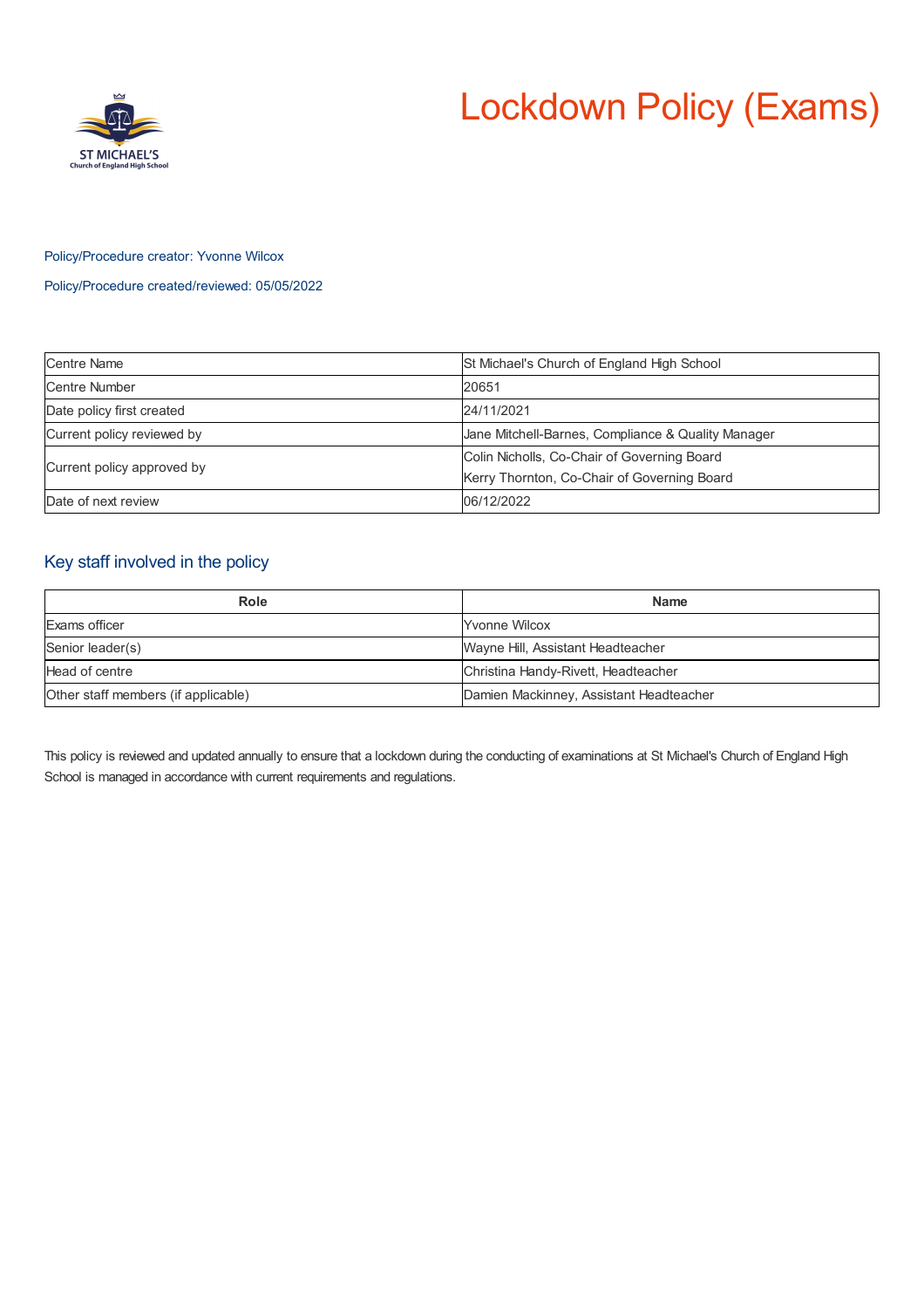# Lockdown Policy (Exams)

Policy/Procedure creator: Yvonne Wilcox

Policy/Procedure created/reviewed: 05/05/2022

| Centre Name | St Michael's Church of England High School |
|---|---|
| Centre Number | 20651 |
| Date policy first created | 24/11/2021 |
| Current policy reviewed by | Jane Mitchell-Barnes, Compliance & Quality Manager |
| Current policy approved by | Colin Nicholls, Co-Chair of Governing Board<br>Kerry Thornton, Co-Chair of Governing Board |
| Date of next review | 06/12/2022 |

## Key staff involved in the policy

| Role | Name |
|---|---|
| Exams officer | Yvonne Wilcox |
| Senior leader(s) | Wayne Hill, Assistant Headteacher |
| Head of centre | Christina Handy-Rivett, Headteacher |
| Other staff members (if applicable) | Damien Mackinney, Assistant Headteacher |

This policy is reviewed and updated annually to ensure that a lockdown during the conducting of examinations at St Michael's Church of England High School is managed in accordance with current requirements and regulations.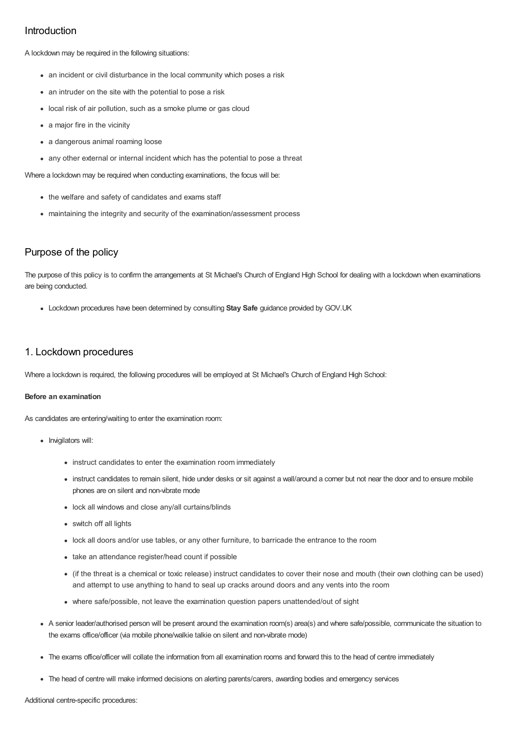## Introduction

A lockdown may be required in the following situations:

- an incident or civil disturbance in the local community which poses a risk
- an intruder on the site with the potential to pose a risk
- local risk of air pollution, such as a smoke plume or gas cloud
- a major fire in the vicinity
- a dangerous animal roaming loose
- any other external or internal incident which has the potential to pose a threat

Where a lockdown may be required when conducting examinations, the focus will be:

- the welfare and safety of candidates and exams staff
- maintaining the integrity and security of the examination/assessment process

## Purpose of the policy

The purpose of this policy is to confirm the arrangements at St Michael's Church of England High School for dealing with a lockdown when examinations are being conducted.

- Lockdown procedures have been determined by consulting **Stay Safe** guidance provided by GOV.UK

## 1. Lockdown procedures

Where a lockdown is required, the following procedures will be employed at St Michael's Church of England High School:

**Before an examination**

As candidates are entering/waiting to enter the examination room:

- Invigilators will:
  - instruct candidates to enter the examination room immediately
  - instruct candidates to remain silent, hide under desks or sit against a wall/around a corner but not near the door and to ensure mobile phones are on silent and non-vibrate mode
  - lock all windows and close any/all curtains/blinds
  - switch off all lights
  - lock all doors and/or use tables, or any other furniture, to barricade the entrance to the room
  - take an attendance register/head count if possible
  - (if the threat is a chemical or toxic release) instruct candidates to cover their nose and mouth (their own clothing can be used) and attempt to use anything to hand to seal up cracks around doors and any vents into the room
  - where safe/possible, not leave the examination question papers unattended/out of sight
- A senior leader/authorised person will be present around the examination room(s) area(s) and where safe/possible, communicate the situation to the exams office/officer (via mobile phone/walkie talkie on silent and non-vibrate mode)
- The exams office/officer will collate the information from all examination rooms and forward this to the head of centre immediately
- The head of centre will make informed decisions on alerting parents/carers, awarding bodies and emergency services

Additional centre-specific procedures: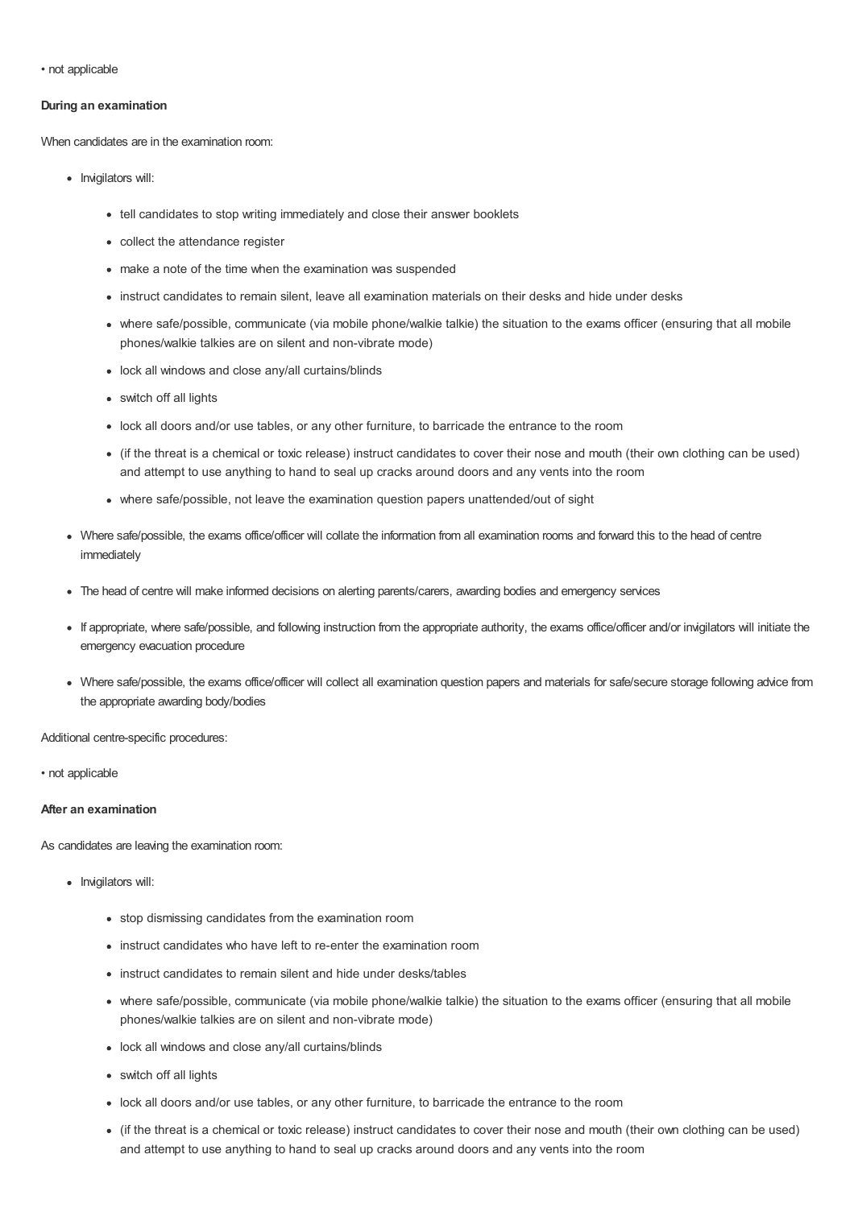• not applicable

**During an examination**

When candidates are in the examination room:

- Invigilators will:
  - tell candidates to stop writing immediately and close their answer booklets
  - collect the attendance register
  - make a note of the time when the examination was suspended
  - instruct candidates to remain silent, leave all examination materials on their desks and hide under desks
  - where safe/possible, communicate (via mobile phone/walkie talkie) the situation to the exams officer (ensuring that all mobile phones/walkie talkies are on silent and non-vibrate mode)
  - lock all windows and close any/all curtains/blinds
  - switch off all lights
  - lock all doors and/or use tables, or any other furniture, to barricade the entrance to the room
  - (if the threat is a chemical or toxic release) instruct candidates to cover their nose and mouth (their own clothing can be used) and attempt to use anything to hand to seal up cracks around doors and any vents into the room
  - where safe/possible, not leave the examination question papers unattended/out of sight
- Where safe/possible, the exams office/officer will collate the information from all examination rooms and forward this to the head of centre immediately
- The head of centre will make informed decisions on alerting parents/carers, awarding bodies and emergency services
- If appropriate, where safe/possible, and following instruction from the appropriate authority, the exams office/officer and/or invigilators will initiate the emergency evacuation procedure
- Where safe/possible, the exams office/officer will collect all examination question papers and materials for safe/secure storage following advice from the appropriate awarding body/bodies

Additional centre-specific procedures:

• not applicable

**After an examination**

As candidates are leaving the examination room:

- Invigilators will:
  - stop dismissing candidates from the examination room
  - instruct candidates who have left to re-enter the examination room
  - instruct candidates to remain silent and hide under desks/tables
  - where safe/possible, communicate (via mobile phone/walkie talkie) the situation to the exams officer (ensuring that all mobile phones/walkie talkies are on silent and non-vibrate mode)
  - lock all windows and close any/all curtains/blinds
  - switch off all lights
  - lock all doors and/or use tables, or any other furniture, to barricade the entrance to the room
  - (if the threat is a chemical or toxic release) instruct candidates to cover their nose and mouth (their own clothing can be used) and attempt to use anything to hand to seal up cracks around doors and any vents into the room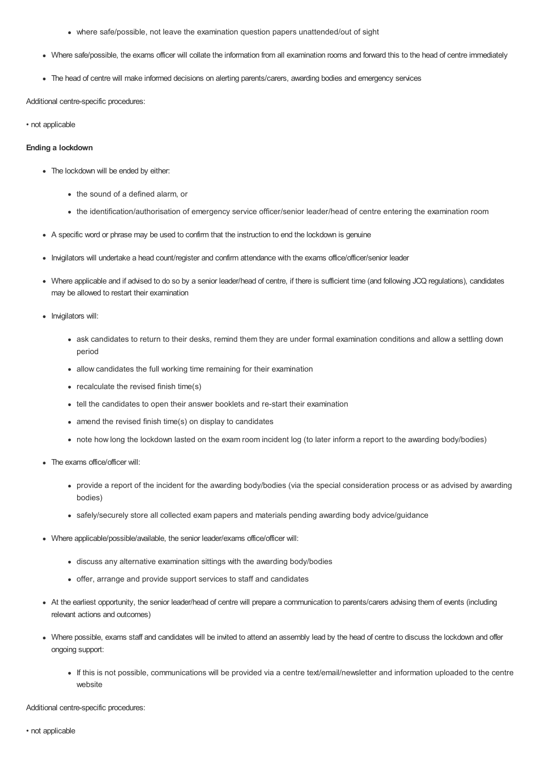- where safe/possible, not leave the examination question papers unattended/out of sight
- Where safe/possible, the exams officer will collate the information from all examination rooms and forward this to the head of centre immediately
- The head of centre will make informed decisions on alerting parents/carers, awarding bodies and emergency services

Additional centre-specific procedures:

• not applicable

**Ending a lockdown**

- The lockdown will be ended by either:
  - the sound of a defined alarm, or
  - the identification/authorisation of emergency service officer/senior leader/head of centre entering the examination room
- A specific word or phrase may be used to confirm that the instruction to end the lockdown is genuine
- Invigilators will undertake a head count/register and confirm attendance with the exams office/officer/senior leader
- Where applicable and if advised to do so by a senior leader/head of centre, if there is sufficient time (and following JCQ regulations), candidates may be allowed to restart their examination
- Invigilators will:
  - ask candidates to return to their desks, remind them they are under formal examination conditions and allow a settling down period
  - allow candidates the full working time remaining for their examination
  - recalculate the revised finish time(s)
  - tell the candidates to open their answer booklets and re-start their examination
  - amend the revised finish time(s) on display to candidates
  - note how long the lockdown lasted on the exam room incident log (to later inform a report to the awarding body/bodies)
- The exams office/officer will:
  - provide a report of the incident for the awarding body/bodies (via the special consideration process or as advised by awarding bodies)
  - safely/securely store all collected exam papers and materials pending awarding body advice/guidance
- Where applicable/possible/available, the senior leader/exams office/officer will:
  - discuss any alternative examination sittings with the awarding body/bodies
  - offer, arrange and provide support services to staff and candidates
- At the earliest opportunity, the senior leader/head of centre will prepare a communication to parents/carers advising them of events (including relevant actions and outcomes)
- Where possible, exams staff and candidates will be invited to attend an assembly lead by the head of centre to discuss the lockdown and offer ongoing support:
  - If this is not possible, communications will be provided via a centre text/email/newsletter and information uploaded to the centre website

Additional centre-specific procedures:

• not applicable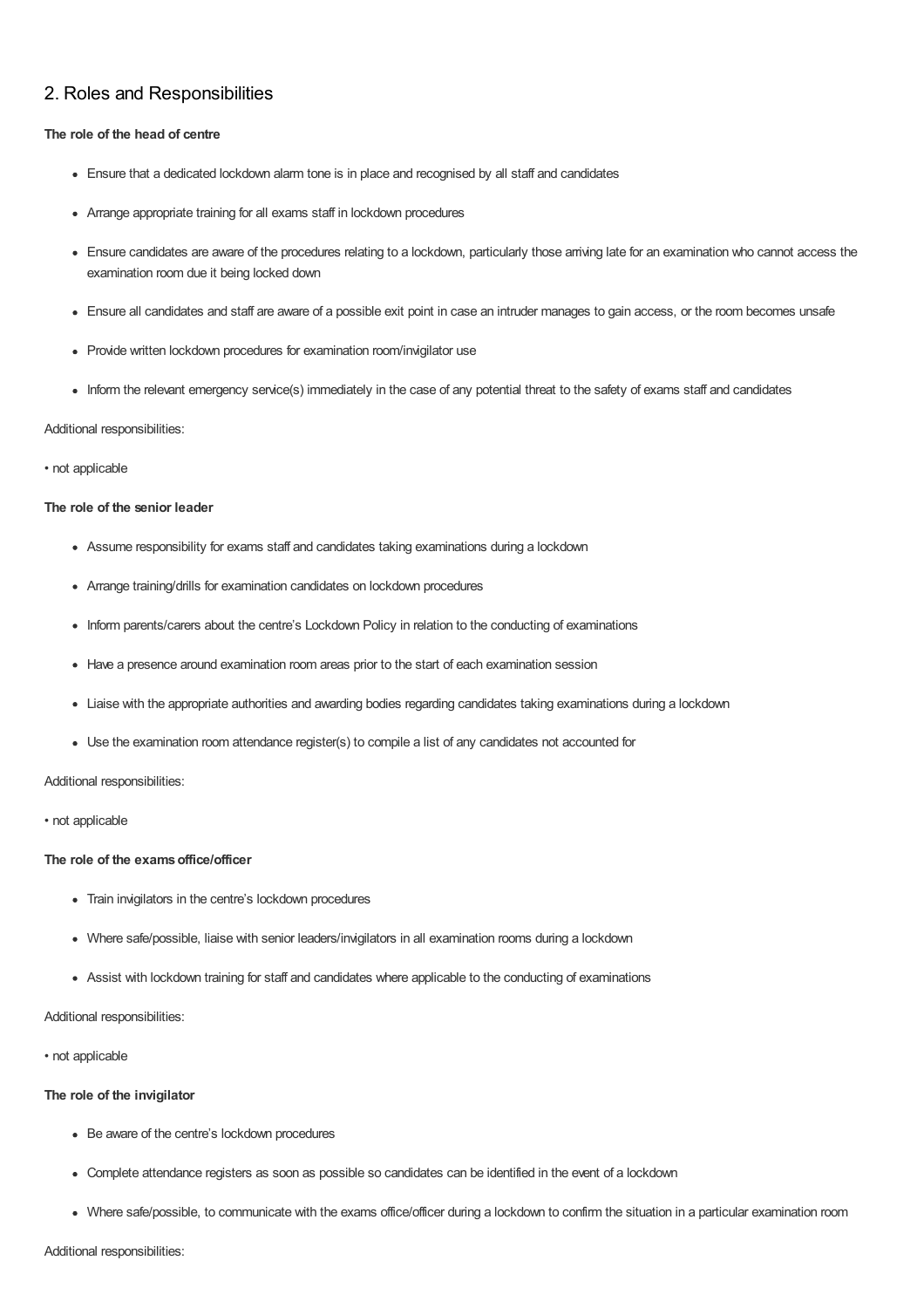## 2. Roles and Responsibilities

**The role of the head of centre**

- Ensure that a dedicated lockdown alarm tone is in place and recognised by all staff and candidates
- Arrange appropriate training for all exams staff in lockdown procedures
- Ensure candidates are aware of the procedures relating to a lockdown, particularly those arriving late for an examination who cannot access the examination room due it being locked down
- Ensure all candidates and staff are aware of a possible exit point in case an intruder manages to gain access, or the room becomes unsafe
- Provide written lockdown procedures for examination room/invigilator use
- Inform the relevant emergency service(s) immediately in the case of any potential threat to the safety of exams staff and candidates

Additional responsibilities:

• not applicable

**The role of the senior leader**

- Assume responsibility for exams staff and candidates taking examinations during a lockdown
- Arrange training/drills for examination candidates on lockdown procedures
- Inform parents/carers about the centre's Lockdown Policy in relation to the conducting of examinations
- Have a presence around examination room areas prior to the start of each examination session
- Liaise with the appropriate authorities and awarding bodies regarding candidates taking examinations during a lockdown
- Use the examination room attendance register(s) to compile a list of any candidates not accounted for

Additional responsibilities:

• not applicable

**The role of the exams office/officer**

- Train invigilators in the centre's lockdown procedures
- Where safe/possible, liaise with senior leaders/invigilators in all examination rooms during a lockdown
- Assist with lockdown training for staff and candidates where applicable to the conducting of examinations

Additional responsibilities:

• not applicable

**The role of the invigilator**

- Be aware of the centre's lockdown procedures
- Complete attendance registers as soon as possible so candidates can be identified in the event of a lockdown
- Where safe/possible, to communicate with the exams office/officer during a lockdown to confirm the situation in a particular examination room

Additional responsibilities: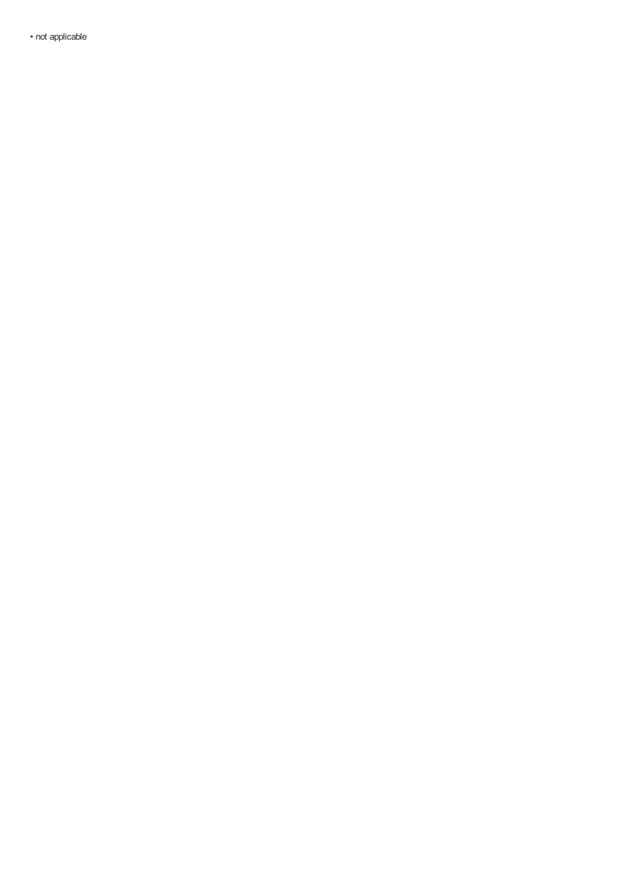- not applicable